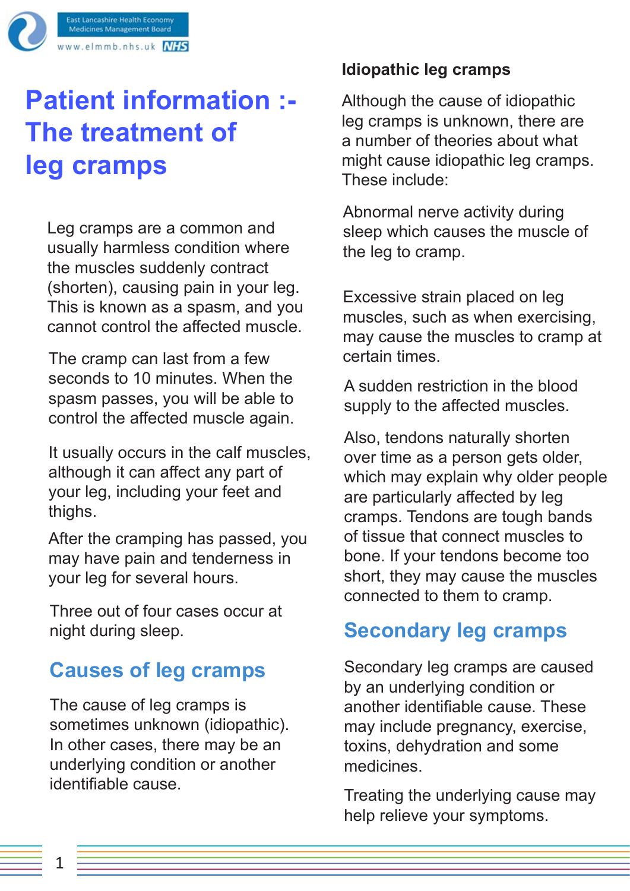East Lancashire Health Economy Medicines Management Board
www.elmmb.nhs.uk NHS

# Patient information :- The treatment of leg cramps

Leg cramps are a common and usually harmless condition where the muscles suddenly contract (shorten), causing pain in your leg. This is known as a spasm, and you cannot control the affected muscle.

The cramp can last from a few seconds to 10 minutes. When the spasm passes, you will be able to control the affected muscle again.

It usually occurs in the calf muscles, although it can affect any part of your leg, including your feet and thighs.

After the cramping has passed, you may have pain and tenderness in your leg for several hours.

Three out of four cases occur at night during sleep.

## Causes of leg cramps

The cause of leg cramps is sometimes unknown (idiopathic). In other cases, there may be an underlying condition or another identifiable cause.

### Idiopathic leg cramps

Although the cause of idiopathic leg cramps is unknown, there are a number of theories about what might cause idiopathic leg cramps. These include:

Abnormal nerve activity during sleep which causes the muscle of the leg to cramp.

Excessive strain placed on leg muscles, such as when exercising, may cause the muscles to cramp at certain times.

A sudden restriction in the blood supply to the affected muscles.

Also, tendons naturally shorten over time as a person gets older, which may explain why older people are particularly affected by leg cramps. Tendons are tough bands of tissue that connect muscles to bone. If your tendons become too short, they may cause the muscles connected to them to cramp.

## Secondary leg cramps

Secondary leg cramps are caused by an underlying condition or another identifiable cause. These may include pregnancy, exercise, toxins, dehydration and some medicines.

Treating the underlying cause may help relieve your symptoms.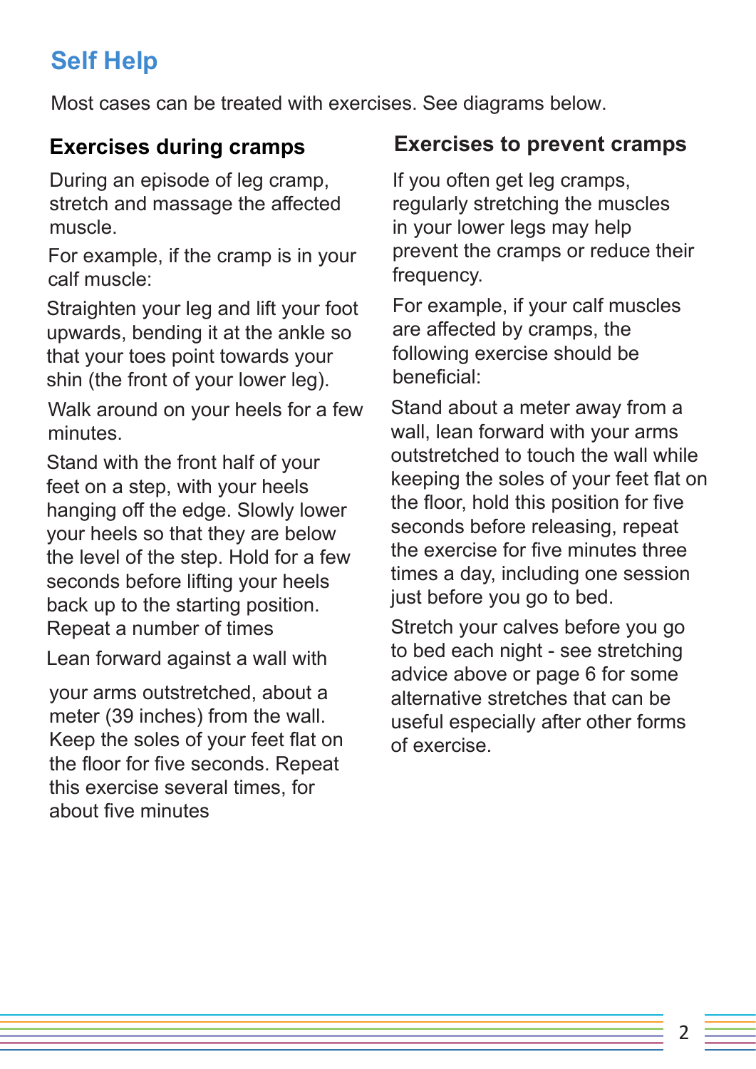## Self Help

Most cases can be treated with exercises. See diagrams below.

### Exercises during cramps

During an episode of leg cramp, stretch and massage the affected muscle.

For example, if the cramp is in your calf muscle:

Straighten your leg and lift your foot upwards, bending it at the ankle so that your toes point towards your shin (the front of your lower leg).

Walk around on your heels for a few minutes.

Stand with the front half of your feet on a step, with your heels hanging off the edge. Slowly lower your heels so that they are below the level of the step. Hold for a few seconds before lifting your heels back up to the starting position. Repeat a number of times

Lean forward against a wall with your arms outstretched, about a meter (39 inches) from the wall. Keep the soles of your feet flat on the floor for five seconds. Repeat this exercise several times, for about five minutes

### Exercises to prevent cramps

If you often get leg cramps, regularly stretching the muscles in your lower legs may help prevent the cramps or reduce their frequency.

For example, if your calf muscles are affected by cramps, the following exercise should be beneficial:

Stand about a meter away from a wall, lean forward with your arms outstretched to touch the wall while keeping the soles of your feet flat on the floor, hold this position for five seconds before releasing, repeat the exercise for five minutes three times a day, including one session just before you go to bed.

Stretch your calves before you go to bed each night - see stretching advice above or page 6 for some alternative stretches that can be useful especially after other forms of exercise.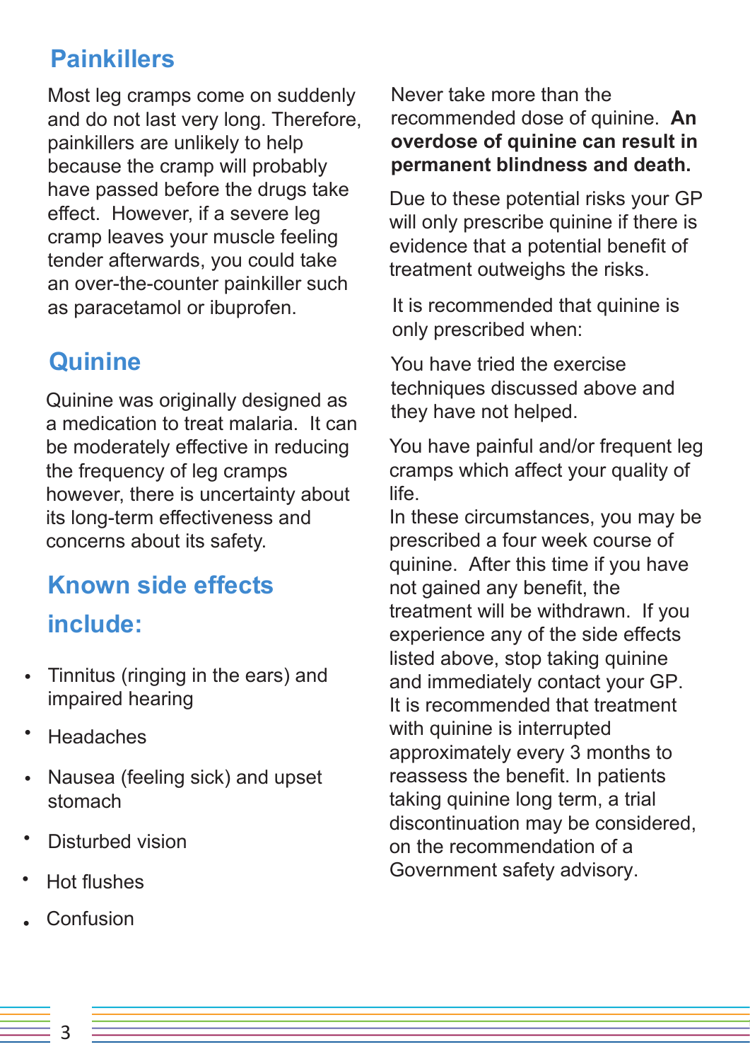## Painkillers

Most leg cramps come on suddenly and do not last very long. Therefore, painkillers are unlikely to help because the cramp will probably have passed before the drugs take effect. However, if a severe leg cramp leaves your muscle feeling tender afterwards, you could take an over-the-counter painkiller such as paracetamol or ibuprofen.

## Quinine

Quinine was originally designed as a medication to treat malaria. It can be moderately effective in reducing the frequency of leg cramps however, there is uncertainty about its long-term effectiveness and concerns about its safety.

## Known side effects include:

- Tinnitus (ringing in the ears) and impaired hearing
- Headaches
- Nausea (feeling sick) and upset stomach
- Disturbed vision
- Hot flushes
- Confusion

Never take more than the recommended dose of quinine. **An overdose of quinine can result in permanent blindness and death.**

Due to these potential risks your GP will only prescribe quinine if there is evidence that a potential benefit of treatment outweighs the risks.

It is recommended that quinine is only prescribed when:

You have tried the exercise techniques discussed above and they have not helped.

You have painful and/or frequent leg cramps which affect your quality of life.

In these circumstances, you may be prescribed a four week course of quinine. After this time if you have not gained any benefit, the treatment will be withdrawn. If you experience any of the side effects listed above, stop taking quinine and immediately contact your GP. It is recommended that treatment with quinine is interrupted approximately every 3 months to reassess the benefit. In patients taking quinine long term, a trial discontinuation may be considered, on the recommendation of a Government safety advisory.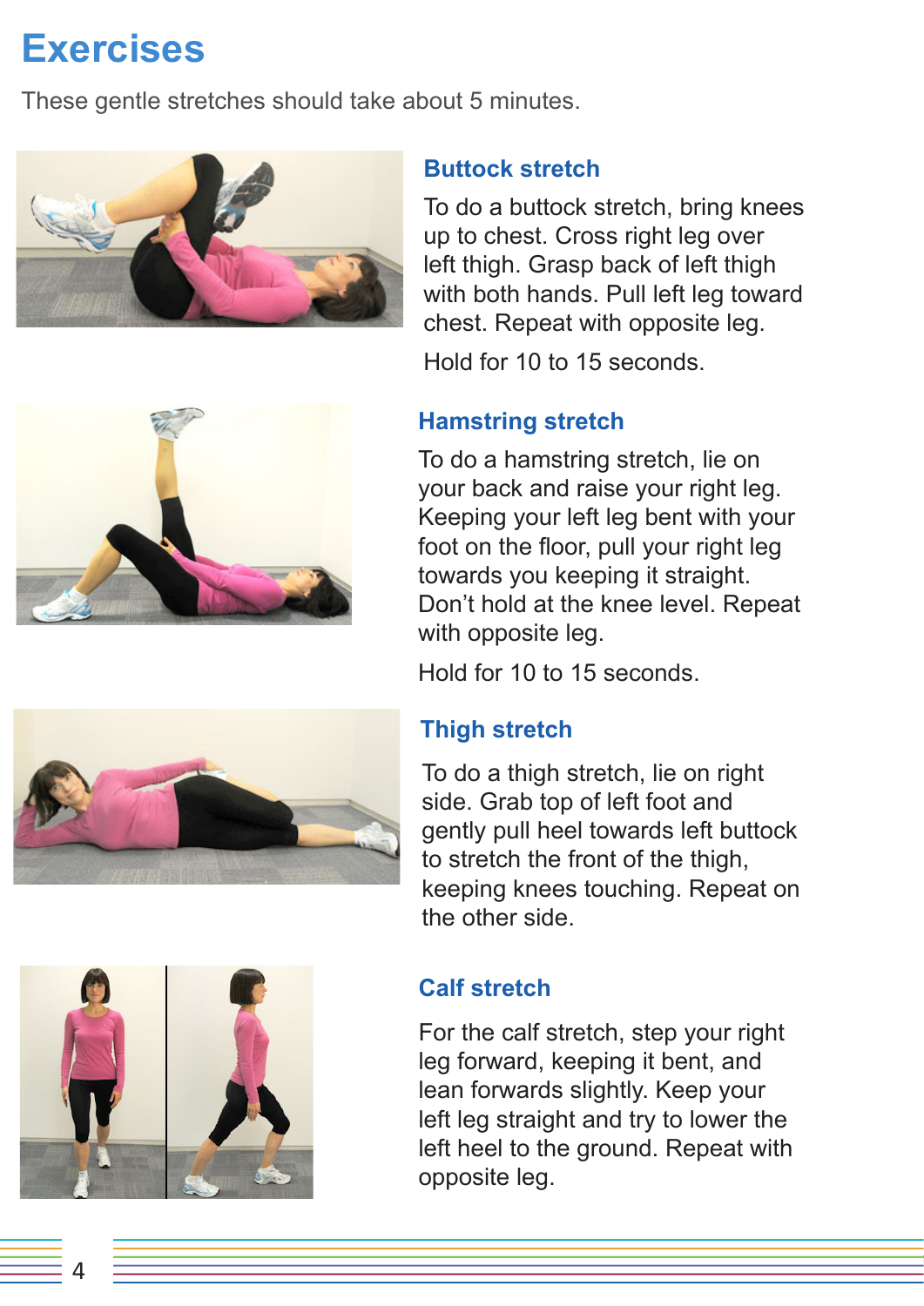# Exercises

These gentle stretches should take about 5 minutes.

## Buttock stretch

To do a buttock stretch, bring knees up to chest. Cross right leg over left thigh. Grasp back of left thigh with both hands. Pull left leg toward chest. Repeat with opposite leg.

Hold for 10 to 15 seconds.

## Hamstring stretch

To do a hamstring stretch, lie on your back and raise your right leg. Keeping your left leg bent with your foot on the floor, pull your right leg towards you keeping it straight. Don't hold at the knee level. Repeat with opposite leg.

Hold for 10 to 15 seconds.

## Thigh stretch

To do a thigh stretch, lie on right side. Grab top of left foot and gently pull heel towards left buttock to stretch the front of the thigh, keeping knees touching. Repeat on the other side.

## Calf stretch

For the calf stretch, step your right leg forward, keeping it bent, and lean forwards slightly. Keep your left leg straight and try to lower the left heel to the ground. Repeat with opposite leg.